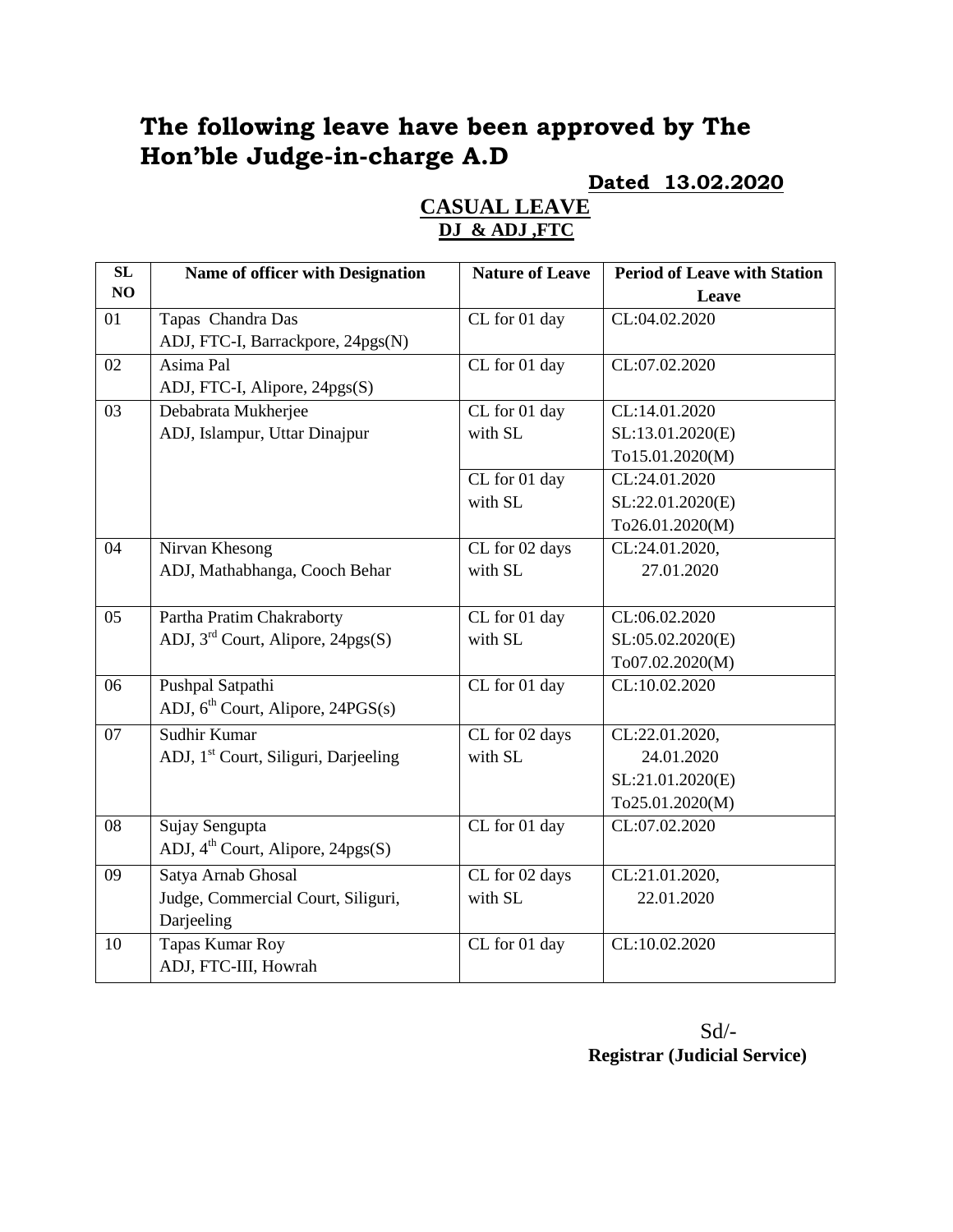# The following leave have been approved by The Hon'ble Judge-in-charge A.D

**Dated 13.02.2020**

## CASUAL LEAVE

### DJ & ADJ ,FTC

| SL NO | Name of officer with Designation | Nature of Leave | Period of Leave with Station Leave |
|---|---|---|---|
| 01 | Tapas Chandra Das<br>ADJ, FTC-I, Barrackpore, 24pgs(N) | CL for 01 day | CL:04.02.2020 |
| 02 | Asima Pal<br>ADJ, FTC-I, Alipore, 24pgs(S) | CL for 01 day | CL:07.02.2020 |
| 03 | Debabrata Mukherjee<br>ADJ, Islampur, Uttar Dinajpur | CL for 01 day with SL | CL:14.01.2020<br>SL:13.01.2020(E)<br>To15.01.2020(M) |
| | | CL for 01 day with SL | CL:24.01.2020<br>SL:22.01.2020(E)<br>To26.01.2020(M) |
| 04 | Nirvan Khesong<br>ADJ, Mathabhanga, Cooch Behar | CL for 02 days with SL | CL:24.01.2020, 27.01.2020 |
| 05 | Partha Pratim Chakraborty<br>ADJ, 3rd Court, Alipore, 24pgs(S) | CL for 01 day with SL | CL:06.02.2020<br>SL:05.02.2020(E)<br>To07.02.2020(M) |
| 06 | Pushpal Satpathi<br>ADJ, 6th Court, Alipore, 24PGS(s) | CL for 01 day | CL:10.02.2020 |
| 07 | Sudhir Kumar<br>ADJ, 1st Court, Siliguri, Darjeeling | CL for 02 days with SL | CL:22.01.2020, 24.01.2020<br>SL:21.01.2020(E)<br>To25.01.2020(M) |
| 08 | Sujay Sengupta<br>ADJ, 4th Court, Alipore, 24pgs(S) | CL for 01 day | CL:07.02.2020 |
| 09 | Satya Arnab Ghosal<br>Judge, Commercial Court, Siliguri, Darjeeling | CL for 02 days with SL | CL:21.01.2020, 22.01.2020 |
| 10 | Tapas Kumar Roy<br>ADJ, FTC-III, Howrah | CL for 01 day | CL:10.02.2020 |

Sd/-
**Registrar (Judicial Service)**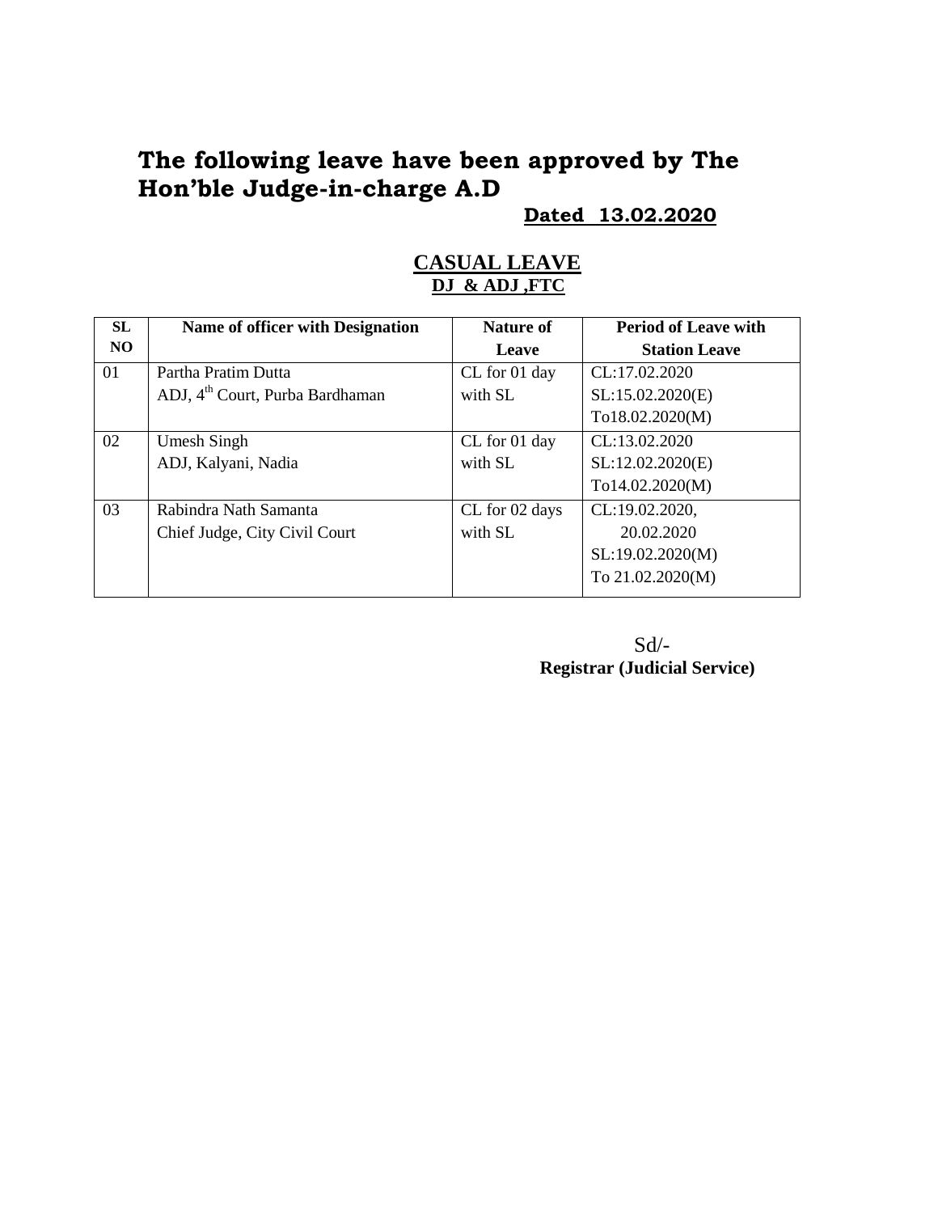# The following leave have been approved by The Hon'ble Judge-in-charge A.D

**Dated 13.02.2020**

## CASUAL LEAVE

**DJ & ADJ ,FTC**

| SL NO | Name of officer with Designation | Nature of Leave | Period of Leave with Station Leave |
|---|---|---|---|
| 01 | Partha Pratim Dutta<br>ADJ, 4th Court, Purba Bardhaman | CL for 01 day with SL | CL:17.02.2020<br>SL:15.02.2020(E)<br>To18.02.2020(M) |
| 02 | Umesh Singh<br>ADJ, Kalyani, Nadia | CL for 01 day with SL | CL:13.02.2020<br>SL:12.02.2020(E)<br>To14.02.2020(M) |
| 03 | Rabindra Nath Samanta<br>Chief Judge, City Civil Court | CL for 02 days with SL | CL:19.02.2020,<br>20.02.2020<br>SL:19.02.2020(M)<br>To 21.02.2020(M) |

Sd/-

**Registrar (Judicial Service)**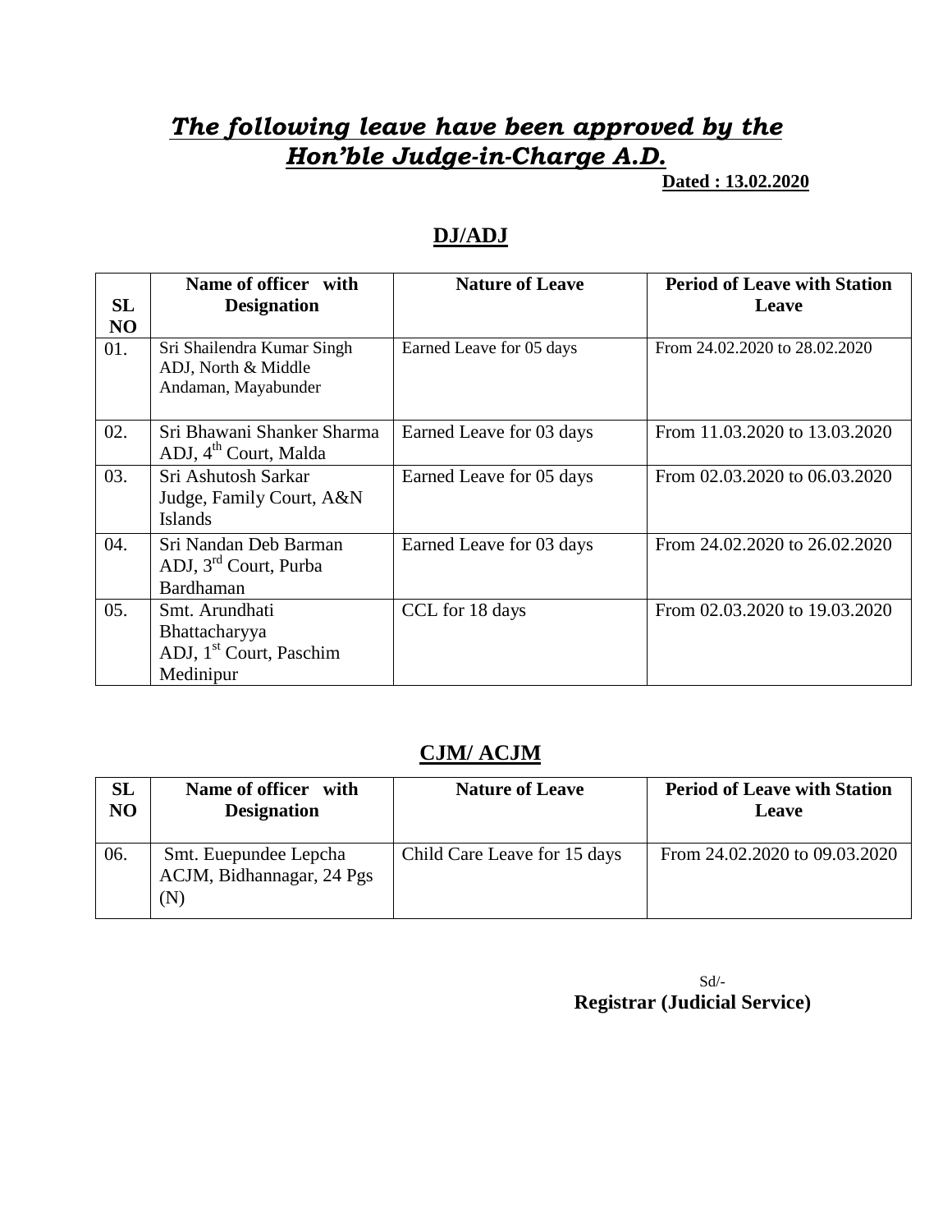# *The following leave have been approved by the Hon'ble Judge-in-Charge A.D.*

**Dated : 13.02.2020**

## DJ/ADJ

| SL NO | Name of officer with Designation | Nature of Leave | Period of Leave with Station Leave |
|---|---|---|---|
| 01. | Sri Shailendra Kumar Singh ADJ, North & Middle Andaman, Mayabunder | Earned Leave for 05 days | From 24.02.2020 to 28.02.2020 |
| 02. | Sri Bhawani Shanker Sharma ADJ, 4th Court, Malda | Earned Leave for 03 days | From 11.03.2020 to 13.03.2020 |
| 03. | Sri Ashutosh Sarkar Judge, Family Court, A&N Islands | Earned Leave for 05 days | From 02.03.2020 to 06.03.2020 |
| 04. | Sri Nandan Deb Barman ADJ, 3rd Court, Purba Bardhaman | Earned Leave for 03 days | From 24.02.2020 to 26.02.2020 |
| 05. | Smt. Arundhati Bhattacharyya ADJ, 1st Court, Paschim Medinipur | CCL for 18 days | From 02.03.2020 to 19.03.2020 |

## CJM/ ACJM

| SL NO | Name of officer with Designation | Nature of Leave | Period of Leave with Station Leave |
|---|---|---|---|
| 06. | Smt. Euepundee Lepcha ACJM, Bidhannagar, 24 Pgs (N) | Child Care Leave for 15 days | From 24.02.2020 to 09.03.2020 |

Sd/-
**Registrar (Judicial Service)**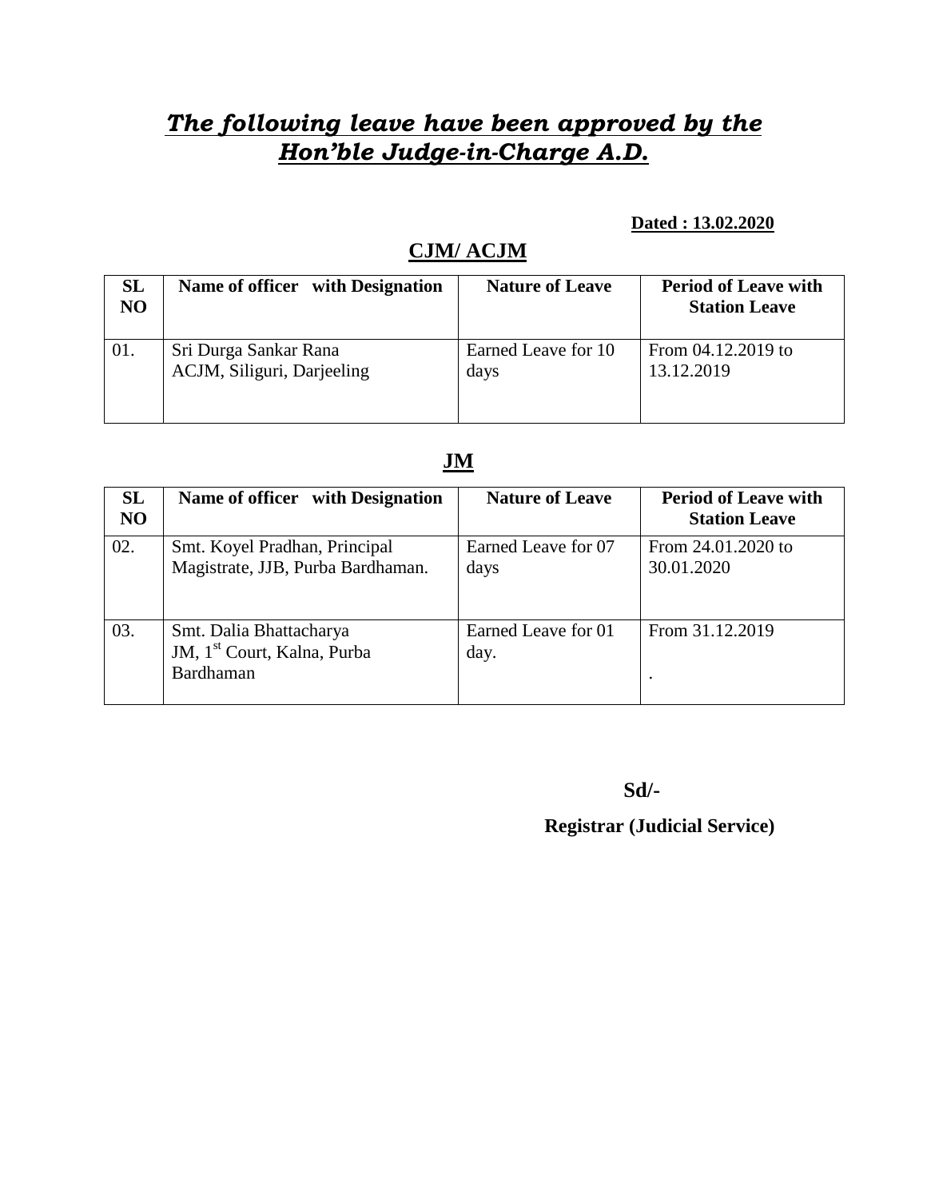# *The following leave have been approved by the Hon'ble Judge-in-Charge A.D.*

**Dated : 13.02.2020**

## CJM/ ACJM

| SL NO | Name of officer with Designation | Nature of Leave | Period of Leave with Station Leave |
|---|---|---|---|
| 01. | Sri Durga Sankar Rana ACJM, Siliguri, Darjeeling | Earned Leave for 10 days | From 04.12.2019 to 13.12.2019 |

## JM

| SL NO | Name of officer with Designation | Nature of Leave | Period of Leave with Station Leave |
|---|---|---|---|
| 02. | Smt. Koyel Pradhan, Principal Magistrate, JJB, Purba Bardhaman. | Earned Leave for 07 days | From 24.01.2020 to 30.01.2020 |
| 03. | Smt. Dalia Bhattacharya JM, 1st Court, Kalna, Purba Bardhaman | Earned Leave for 01 day. | From 31.12.2019 . |

**Sd/-**

**Registrar (Judicial Service)**